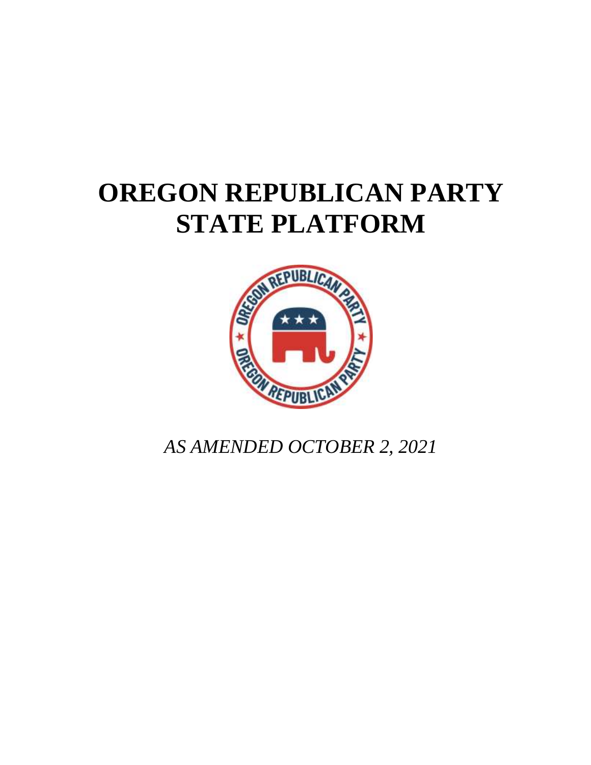# OREGON REPUBLICAN PARTY STATE PLATFORM

*AS AMENDED OCTOBER 2, 2021*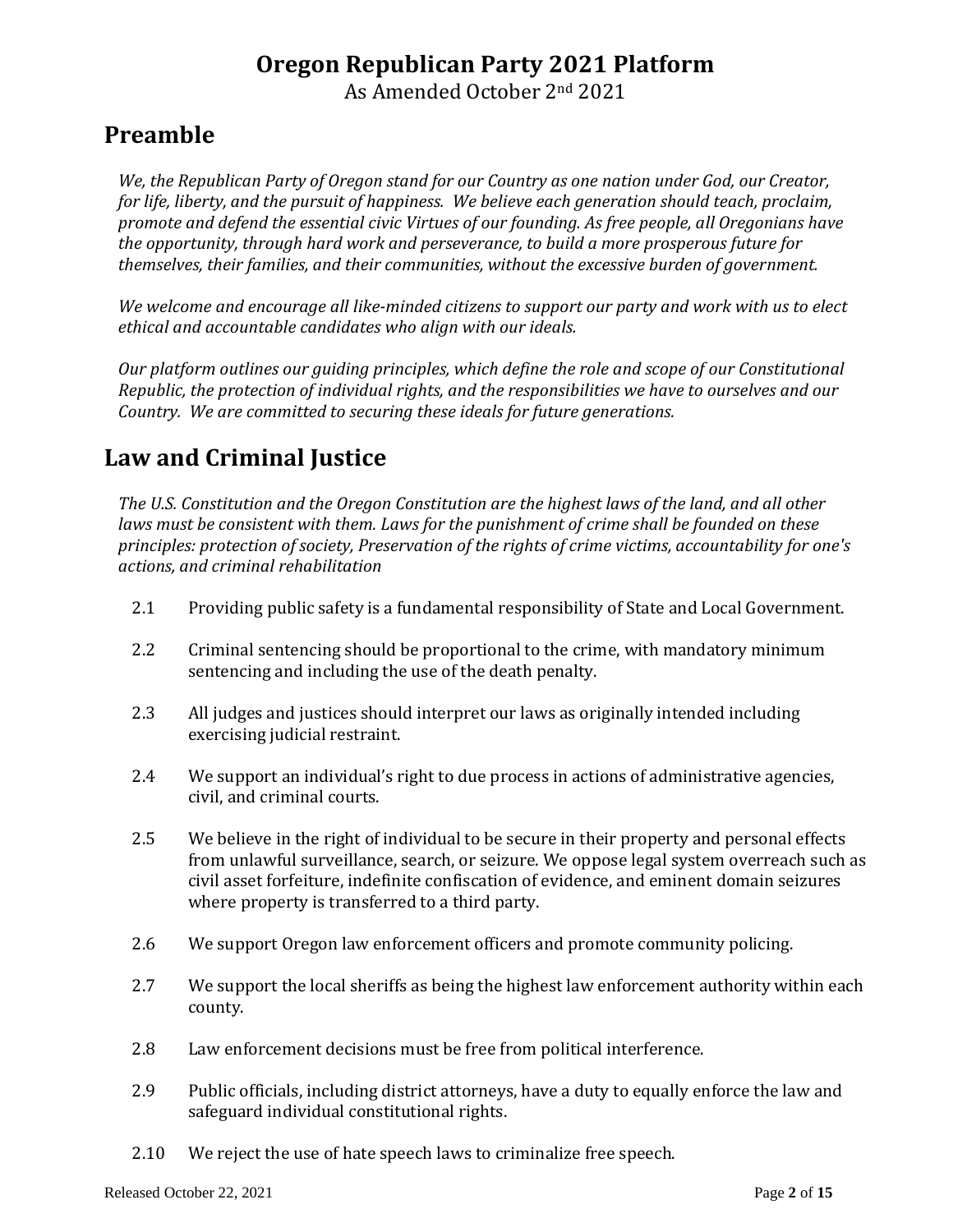# Oregon Republican Party 2021 Platform

As Amended October 2nd 2021

## Preamble

*We, the Republican Party of Oregon stand for our Country as one nation under God, our Creator, for life, liberty, and the pursuit of happiness. We believe each generation should teach, proclaim, promote and defend the essential civic Virtues of our founding. As free people, all Oregonians have the opportunity, through hard work and perseverance, to build a more prosperous future for themselves, their families, and their communities, without the excessive burden of government.*

*We welcome and encourage all like-minded citizens to support our party and work with us to elect ethical and accountable candidates who align with our ideals.*

*Our platform outlines our guiding principles, which define the role and scope of our Constitutional Republic, the protection of individual rights, and the responsibilities we have to ourselves and our Country. We are committed to securing these ideals for future generations.*

## Law and Criminal Justice

*The U.S. Constitution and the Oregon Constitution are the highest laws of the land, and all other laws must be consistent with them. Laws for the punishment of crime shall be founded on these principles: protection of society, Preservation of the rights of crime victims, accountability for one's actions, and criminal rehabilitation*

2.1 Providing public safety is a fundamental responsibility of State and Local Government.

2.2 Criminal sentencing should be proportional to the crime, with mandatory minimum sentencing and including the use of the death penalty.

2.3 All judges and justices should interpret our laws as originally intended including exercising judicial restraint.

2.4 We support an individual's right to due process in actions of administrative agencies, civil, and criminal courts.

2.5 We believe in the right of individual to be secure in their property and personal effects from unlawful surveillance, search, or seizure. We oppose legal system overreach such as civil asset forfeiture, indefinite confiscation of evidence, and eminent domain seizures where property is transferred to a third party.

2.6 We support Oregon law enforcement officers and promote community policing.

2.7 We support the local sheriffs as being the highest law enforcement authority within each county.

2.8 Law enforcement decisions must be free from political interference.

2.9 Public officials, including district attorneys, have a duty to equally enforce the law and safeguard individual constitutional rights.

2.10 We reject the use of hate speech laws to criminalize free speech.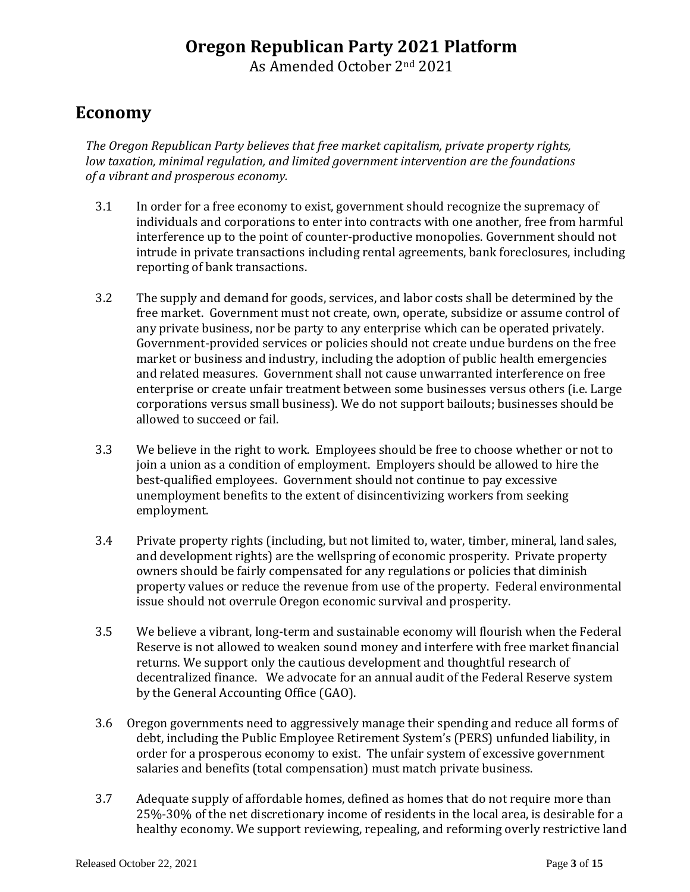# Oregon Republican Party 2021 Platform

As Amended October 2nd 2021

## Economy

*The Oregon Republican Party believes that free market capitalism, private property rights, low taxation, minimal regulation, and limited government intervention are the foundations of a vibrant and prosperous economy.*

3.1 In order for a free economy to exist, government should recognize the supremacy of individuals and corporations to enter into contracts with one another, free from harmful interference up to the point of counter-productive monopolies. Government should not intrude in private transactions including rental agreements, bank foreclosures, including reporting of bank transactions.

3.2 The supply and demand for goods, services, and labor costs shall be determined by the free market. Government must not create, own, operate, subsidize or assume control of any private business, nor be party to any enterprise which can be operated privately. Government-provided services or policies should not create undue burdens on the free market or business and industry, including the adoption of public health emergencies and related measures. Government shall not cause unwarranted interference on free enterprise or create unfair treatment between some businesses versus others (i.e. Large corporations versus small business). We do not support bailouts; businesses should be allowed to succeed or fail.

3.3 We believe in the right to work. Employees should be free to choose whether or not to join a union as a condition of employment. Employers should be allowed to hire the best-qualified employees. Government should not continue to pay excessive unemployment benefits to the extent of disincentivizing workers from seeking employment.

3.4 Private property rights (including, but not limited to, water, timber, mineral, land sales, and development rights) are the wellspring of economic prosperity. Private property owners should be fairly compensated for any regulations or policies that diminish property values or reduce the revenue from use of the property. Federal environmental issue should not overrule Oregon economic survival and prosperity.

3.5 We believe a vibrant, long-term and sustainable economy will flourish when the Federal Reserve is not allowed to weaken sound money and interfere with free market financial returns. We support only the cautious development and thoughtful research of decentralized finance. We advocate for an annual audit of the Federal Reserve system by the General Accounting Office (GAO).

3.6 Oregon governments need to aggressively manage their spending and reduce all forms of debt, including the Public Employee Retirement System's (PERS) unfunded liability, in order for a prosperous economy to exist. The unfair system of excessive government salaries and benefits (total compensation) must match private business.

3.7 Adequate supply of affordable homes, defined as homes that do not require more than 25%-30% of the net discretionary income of residents in the local area, is desirable for a healthy economy. We support reviewing, repealing, and reforming overly restrictive land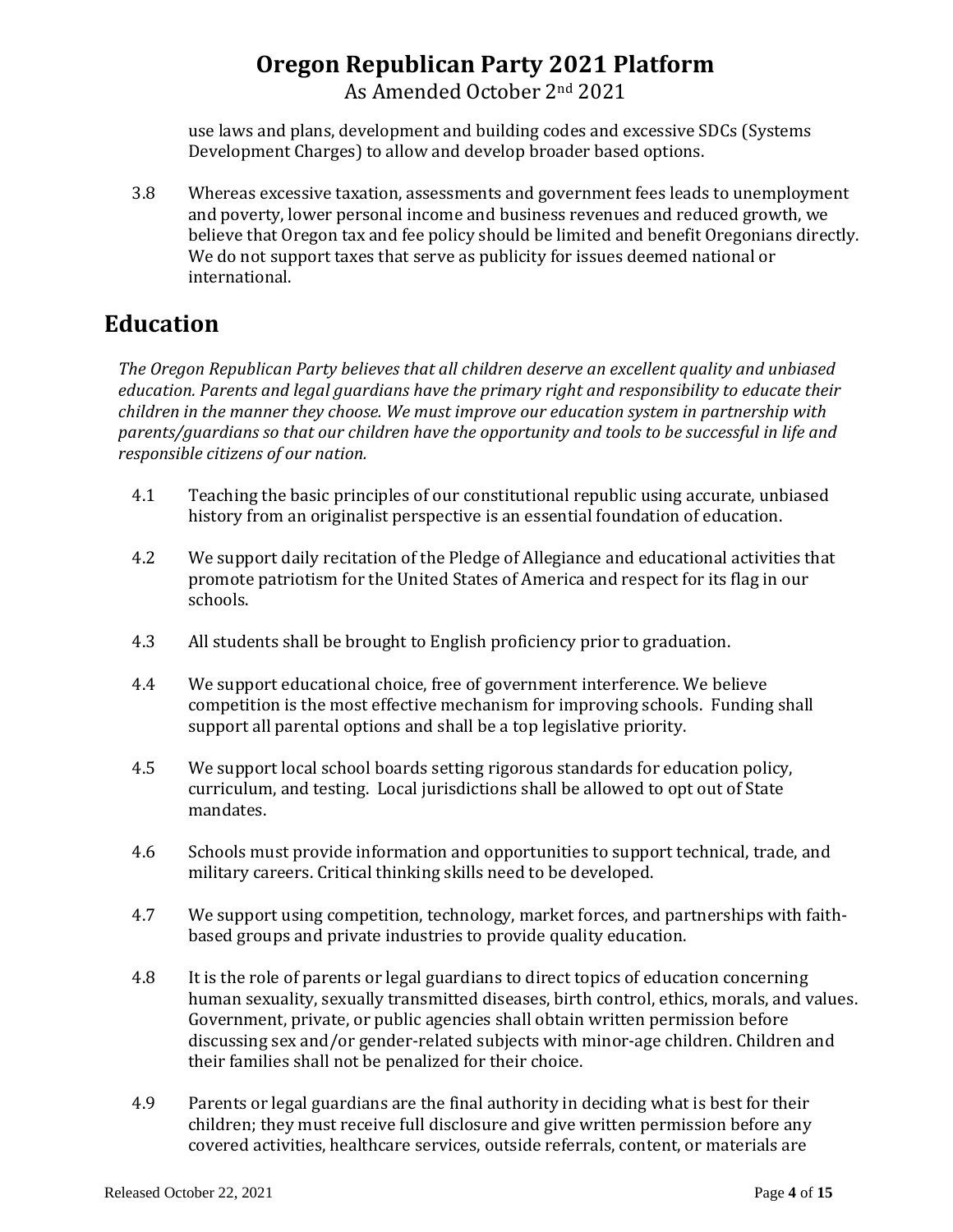use laws and plans, development and building codes and excessive SDCs (Systems Development Charges) to allow and develop broader based options.

3.8 Whereas excessive taxation, assessments and government fees leads to unemployment and poverty, lower personal income and business revenues and reduced growth, we believe that Oregon tax and fee policy should be limited and benefit Oregonians directly. We do not support taxes that serve as publicity for issues deemed national or international.

## Education

*The Oregon Republican Party believes that all children deserve an excellent quality and unbiased education. Parents and legal guardians have the primary right and responsibility to educate their children in the manner they choose. We must improve our education system in partnership with parents/guardians so that our children have the opportunity and tools to be successful in life and responsible citizens of our nation.*

4.1 Teaching the basic principles of our constitutional republic using accurate, unbiased history from an originalist perspective is an essential foundation of education.

4.2 We support daily recitation of the Pledge of Allegiance and educational activities that promote patriotism for the United States of America and respect for its flag in our schools.

4.3 All students shall be brought to English proficiency prior to graduation.

4.4 We support educational choice, free of government interference. We believe competition is the most effective mechanism for improving schools. Funding shall support all parental options and shall be a top legislative priority.

4.5 We support local school boards setting rigorous standards for education policy, curriculum, and testing. Local jurisdictions shall be allowed to opt out of State mandates.

4.6 Schools must provide information and opportunities to support technical, trade, and military careers. Critical thinking skills need to be developed.

4.7 We support using competition, technology, market forces, and partnerships with faith-based groups and private industries to provide quality education.

4.8 It is the role of parents or legal guardians to direct topics of education concerning human sexuality, sexually transmitted diseases, birth control, ethics, morals, and values. Government, private, or public agencies shall obtain written permission before discussing sex and/or gender-related subjects with minor-age children. Children and their families shall not be penalized for their choice.

4.9 Parents or legal guardians are the final authority in deciding what is best for their children; they must receive full disclosure and give written permission before any covered activities, healthcare services, outside referrals, content, or materials are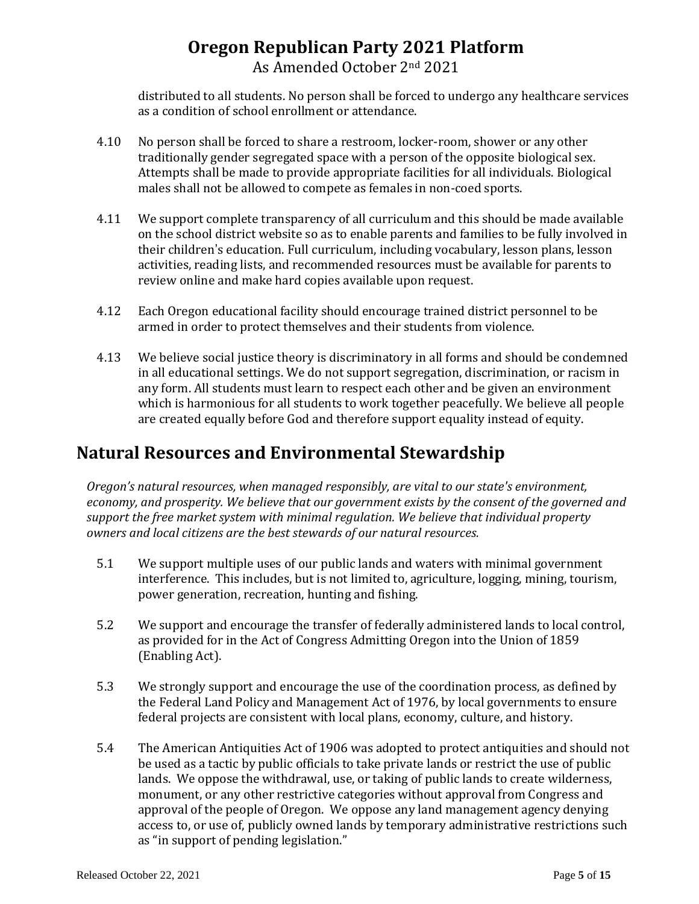distributed to all students. No person shall be forced to undergo any healthcare services as a condition of school enrollment or attendance.

4.10 No person shall be forced to share a restroom, locker-room, shower or any other traditionally gender segregated space with a person of the opposite biological sex. Attempts shall be made to provide appropriate facilities for all individuals. Biological males shall not be allowed to compete as females in non-coed sports.

4.11 We support complete transparency of all curriculum and this should be made available on the school district website so as to enable parents and families to be fully involved in their children's education. Full curriculum, including vocabulary, lesson plans, lesson activities, reading lists, and recommended resources must be available for parents to review online and make hard copies available upon request.

4.12 Each Oregon educational facility should encourage trained district personnel to be armed in order to protect themselves and their students from violence.

4.13 We believe social justice theory is discriminatory in all forms and should be condemned in all educational settings. We do not support segregation, discrimination, or racism in any form. All students must learn to respect each other and be given an environment which is harmonious for all students to work together peacefully. We believe all people are created equally before God and therefore support equality instead of equity.

## Natural Resources and Environmental Stewardship

*Oregon's natural resources, when managed responsibly, are vital to our state's environment, economy, and prosperity. We believe that our government exists by the consent of the governed and support the free market system with minimal regulation. We believe that individual property owners and local citizens are the best stewards of our natural resources.*

5.1 We support multiple uses of our public lands and waters with minimal government interference. This includes, but is not limited to, agriculture, logging, mining, tourism, power generation, recreation, hunting and fishing.

5.2 We support and encourage the transfer of federally administered lands to local control, as provided for in the Act of Congress Admitting Oregon into the Union of 1859 (Enabling Act).

5.3 We strongly support and encourage the use of the coordination process, as defined by the Federal Land Policy and Management Act of 1976, by local governments to ensure federal projects are consistent with local plans, economy, culture, and history.

5.4 The American Antiquities Act of 1906 was adopted to protect antiquities and should not be used as a tactic by public officials to take private lands or restrict the use of public lands. We oppose the withdrawal, use, or taking of public lands to create wilderness, monument, or any other restrictive categories without approval from Congress and approval of the people of Oregon. We oppose any land management agency denying access to, or use of, publicly owned lands by temporary administrative restrictions such as "in support of pending legislation."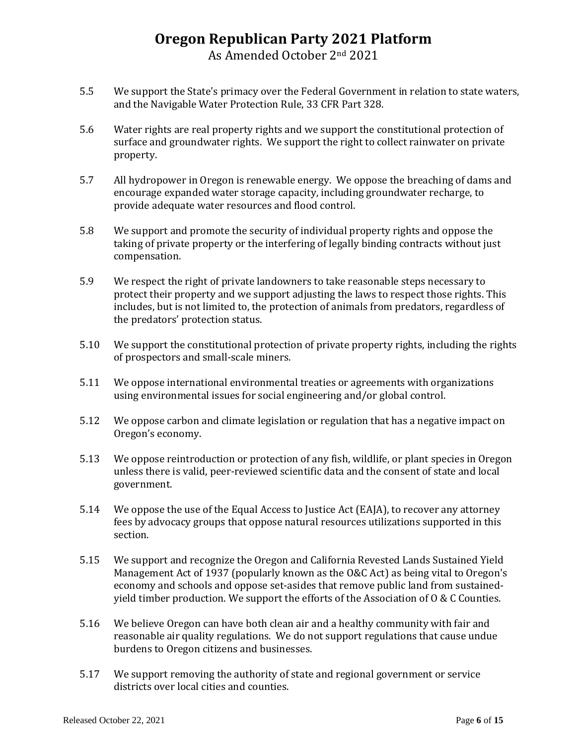5.5 We support the State's primacy over the Federal Government in relation to state waters, and the Navigable Water Protection Rule, 33 CFR Part 328.

5.6 Water rights are real property rights and we support the constitutional protection of surface and groundwater rights. We support the right to collect rainwater on private property.

5.7 All hydropower in Oregon is renewable energy. We oppose the breaching of dams and encourage expanded water storage capacity, including groundwater recharge, to provide adequate water resources and flood control.

5.8 We support and promote the security of individual property rights and oppose the taking of private property or the interfering of legally binding contracts without just compensation.

5.9 We respect the right of private landowners to take reasonable steps necessary to protect their property and we support adjusting the laws to respect those rights. This includes, but is not limited to, the protection of animals from predators, regardless of the predators' protection status.

5.10 We support the constitutional protection of private property rights, including the rights of prospectors and small-scale miners.

5.11 We oppose international environmental treaties or agreements with organizations using environmental issues for social engineering and/or global control.

5.12 We oppose carbon and climate legislation or regulation that has a negative impact on Oregon's economy.

5.13 We oppose reintroduction or protection of any fish, wildlife, or plant species in Oregon unless there is valid, peer-reviewed scientific data and the consent of state and local government.

5.14 We oppose the use of the Equal Access to Justice Act (EAJA), to recover any attorney fees by advocacy groups that oppose natural resources utilizations supported in this section.

5.15 We support and recognize the Oregon and California Revested Lands Sustained Yield Management Act of 1937 (popularly known as the O&C Act) as being vital to Oregon's economy and schools and oppose set-asides that remove public land from sustained-yield timber production. We support the efforts of the Association of O & C Counties.

5.16 We believe Oregon can have both clean air and a healthy community with fair and reasonable air quality regulations. We do not support regulations that cause undue burdens to Oregon citizens and businesses.

5.17 We support removing the authority of state and regional government or service districts over local cities and counties.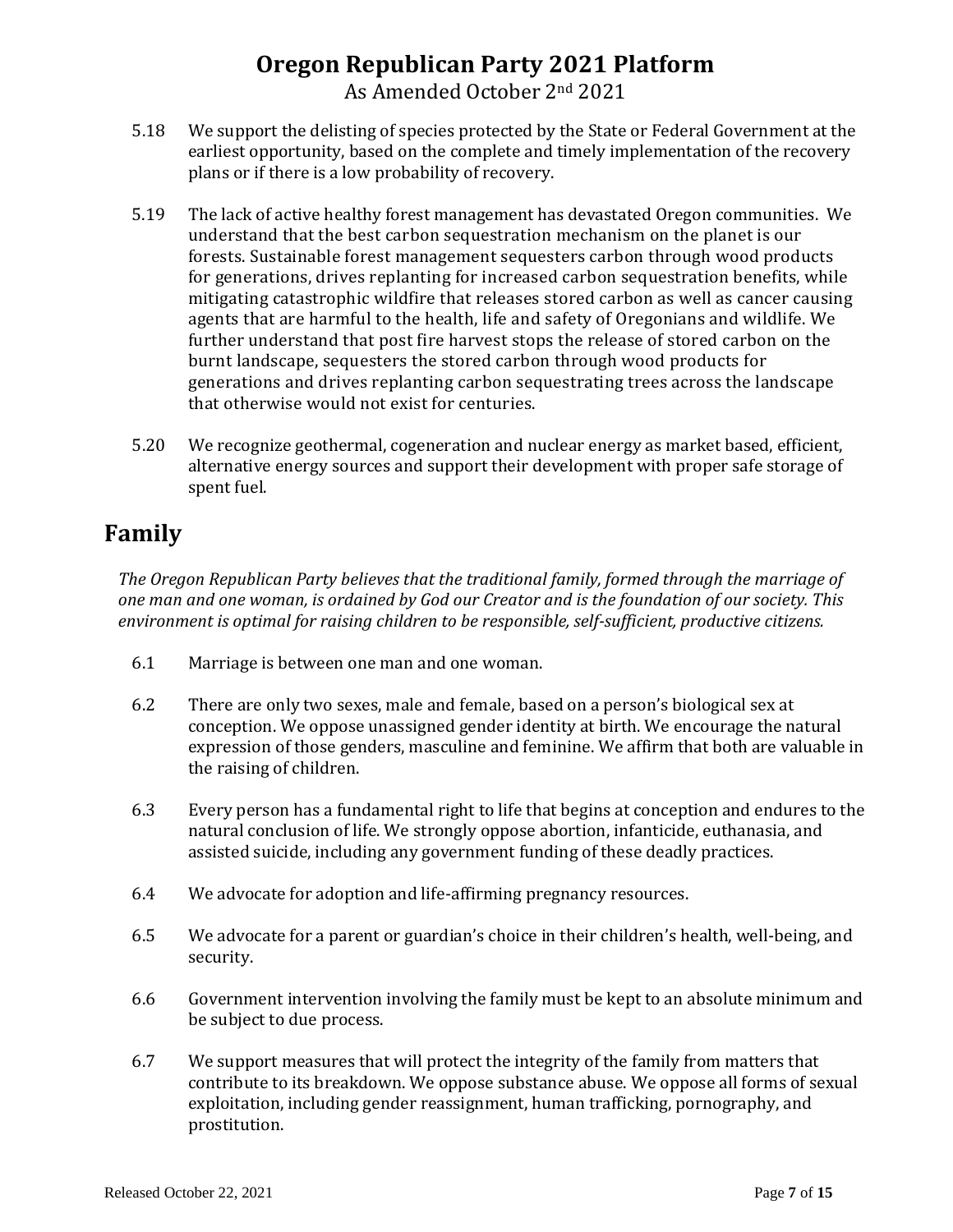5.18 We support the delisting of species protected by the State or Federal Government at the earliest opportunity, based on the complete and timely implementation of the recovery plans or if there is a low probability of recovery.

5.19 The lack of active healthy forest management has devastated Oregon communities. We understand that the best carbon sequestration mechanism on the planet is our forests. Sustainable forest management sequesters carbon through wood products for generations, drives replanting for increased carbon sequestration benefits, while mitigating catastrophic wildfire that releases stored carbon as well as cancer causing agents that are harmful to the health, life and safety of Oregonians and wildlife. We further understand that post fire harvest stops the release of stored carbon on the burnt landscape, sequesters the stored carbon through wood products for generations and drives replanting carbon sequestrating trees across the landscape that otherwise would not exist for centuries.

5.20 We recognize geothermal, cogeneration and nuclear energy as market based, efficient, alternative energy sources and support their development with proper safe storage of spent fuel.

## Family

*The Oregon Republican Party believes that the traditional family, formed through the marriage of one man and one woman, is ordained by God our Creator and is the foundation of our society. This environment is optimal for raising children to be responsible, self-sufficient, productive citizens.*

6.1 Marriage is between one man and one woman.

6.2 There are only two sexes, male and female, based on a person's biological sex at conception. We oppose unassigned gender identity at birth. We encourage the natural expression of those genders, masculine and feminine. We affirm that both are valuable in the raising of children.

6.3 Every person has a fundamental right to life that begins at conception and endures to the natural conclusion of life. We strongly oppose abortion, infanticide, euthanasia, and assisted suicide, including any government funding of these deadly practices.

6.4 We advocate for adoption and life-affirming pregnancy resources.

6.5 We advocate for a parent or guardian's choice in their children's health, well-being, and security.

6.6 Government intervention involving the family must be kept to an absolute minimum and be subject to due process.

6.7 We support measures that will protect the integrity of the family from matters that contribute to its breakdown. We oppose substance abuse. We oppose all forms of sexual exploitation, including gender reassignment, human trafficking, pornography, and prostitution.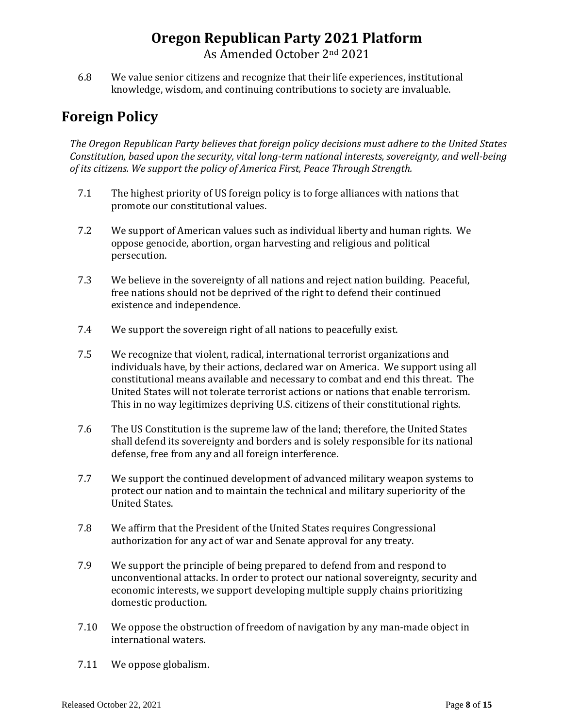6.8 We value senior citizens and recognize that their life experiences, institutional knowledge, wisdom, and continuing contributions to society are invaluable.

## Foreign Policy

*The Oregon Republican Party believes that foreign policy decisions must adhere to the United States Constitution, based upon the security, vital long-term national interests, sovereignty, and well-being of its citizens. We support the policy of America First, Peace Through Strength.*

7.1 The highest priority of US foreign policy is to forge alliances with nations that promote our constitutional values.

7.2 We support of American values such as individual liberty and human rights. We oppose genocide, abortion, organ harvesting and religious and political persecution.

7.3 We believe in the sovereignty of all nations and reject nation building. Peaceful, free nations should not be deprived of the right to defend their continued existence and independence.

7.4 We support the sovereign right of all nations to peacefully exist.

7.5 We recognize that violent, radical, international terrorist organizations and individuals have, by their actions, declared war on America. We support using all constitutional means available and necessary to combat and end this threat. The United States will not tolerate terrorist actions or nations that enable terrorism. This in no way legitimizes depriving U.S. citizens of their constitutional rights.

7.6 The US Constitution is the supreme law of the land; therefore, the United States shall defend its sovereignty and borders and is solely responsible for its national defense, free from any and all foreign interference.

7.7 We support the continued development of advanced military weapon systems to protect our nation and to maintain the technical and military superiority of the United States.

7.8 We affirm that the President of the United States requires Congressional authorization for any act of war and Senate approval for any treaty.

7.9 We support the principle of being prepared to defend from and respond to unconventional attacks. In order to protect our national sovereignty, security and economic interests, we support developing multiple supply chains prioritizing domestic production.

7.10 We oppose the obstruction of freedom of navigation by any man-made object in international waters.

7.11 We oppose globalism.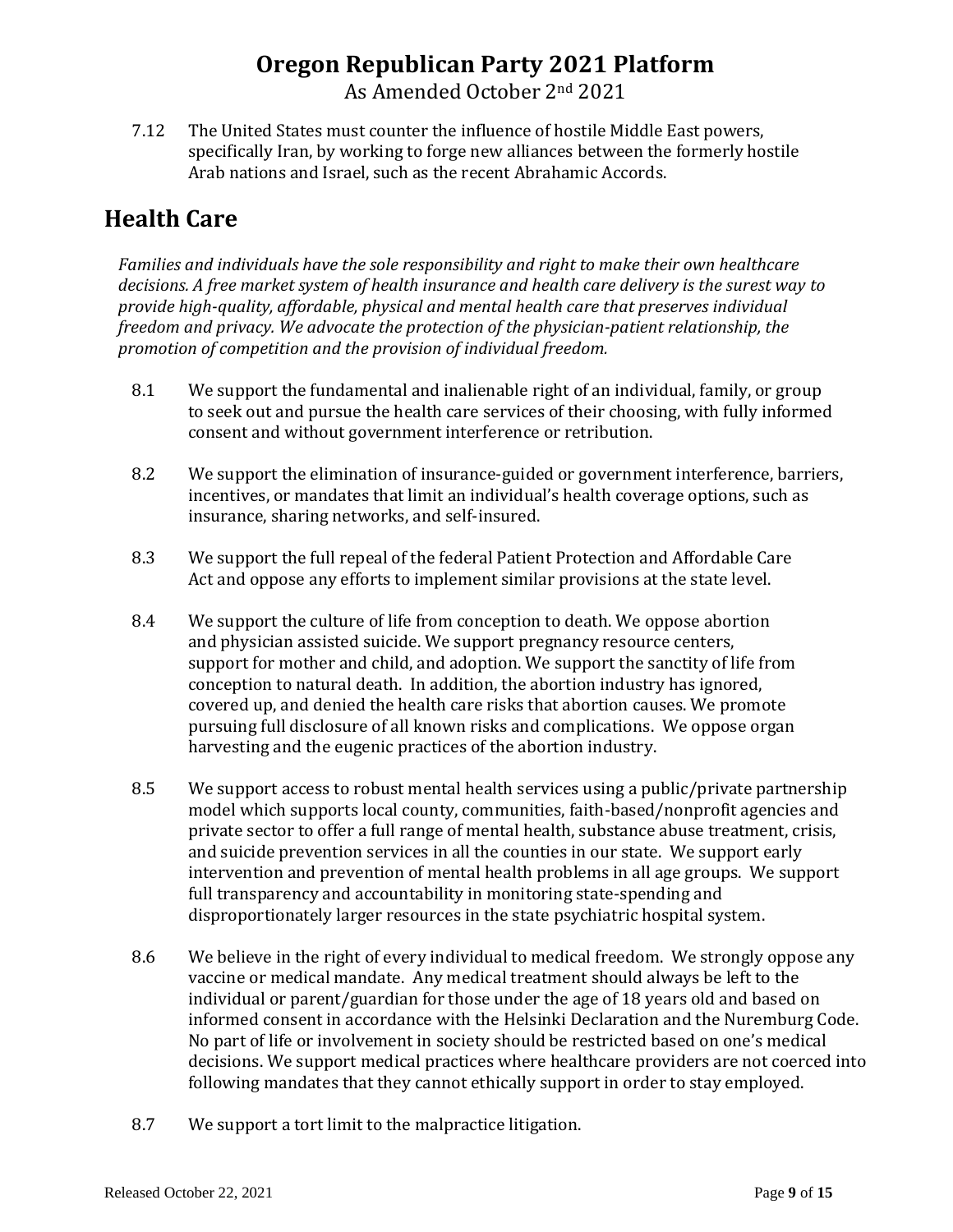7.12 The United States must counter the influence of hostile Middle East powers, specifically Iran, by working to forge new alliances between the formerly hostile Arab nations and Israel, such as the recent Abrahamic Accords.

## Health Care

*Families and individuals have the sole responsibility and right to make their own healthcare decisions. A free market system of health insurance and health care delivery is the surest way to provide high-quality, affordable, physical and mental health care that preserves individual freedom and privacy. We advocate the protection of the physician-patient relationship, the promotion of competition and the provision of individual freedom.*

8.1 We support the fundamental and inalienable right of an individual, family, or group to seek out and pursue the health care services of their choosing, with fully informed consent and without government interference or retribution.

8.2 We support the elimination of insurance-guided or government interference, barriers, incentives, or mandates that limit an individual's health coverage options, such as insurance, sharing networks, and self-insured.

8.3 We support the full repeal of the federal Patient Protection and Affordable Care Act and oppose any efforts to implement similar provisions at the state level.

8.4 We support the culture of life from conception to death. We oppose abortion and physician assisted suicide. We support pregnancy resource centers, support for mother and child, and adoption. We support the sanctity of life from conception to natural death. In addition, the abortion industry has ignored, covered up, and denied the health care risks that abortion causes. We promote pursuing full disclosure of all known risks and complications. We oppose organ harvesting and the eugenic practices of the abortion industry.

8.5 We support access to robust mental health services using a public/private partnership model which supports local county, communities, faith-based/nonprofit agencies and private sector to offer a full range of mental health, substance abuse treatment, crisis, and suicide prevention services in all the counties in our state. We support early intervention and prevention of mental health problems in all age groups. We support full transparency and accountability in monitoring state-spending and disproportionately larger resources in the state psychiatric hospital system.

8.6 We believe in the right of every individual to medical freedom. We strongly oppose any vaccine or medical mandate. Any medical treatment should always be left to the individual or parent/guardian for those under the age of 18 years old and based on informed consent in accordance with the Helsinki Declaration and the Nuremburg Code. No part of life or involvement in society should be restricted based on one's medical decisions. We support medical practices where healthcare providers are not coerced into following mandates that they cannot ethically support in order to stay employed.

8.7 We support a tort limit to the malpractice litigation.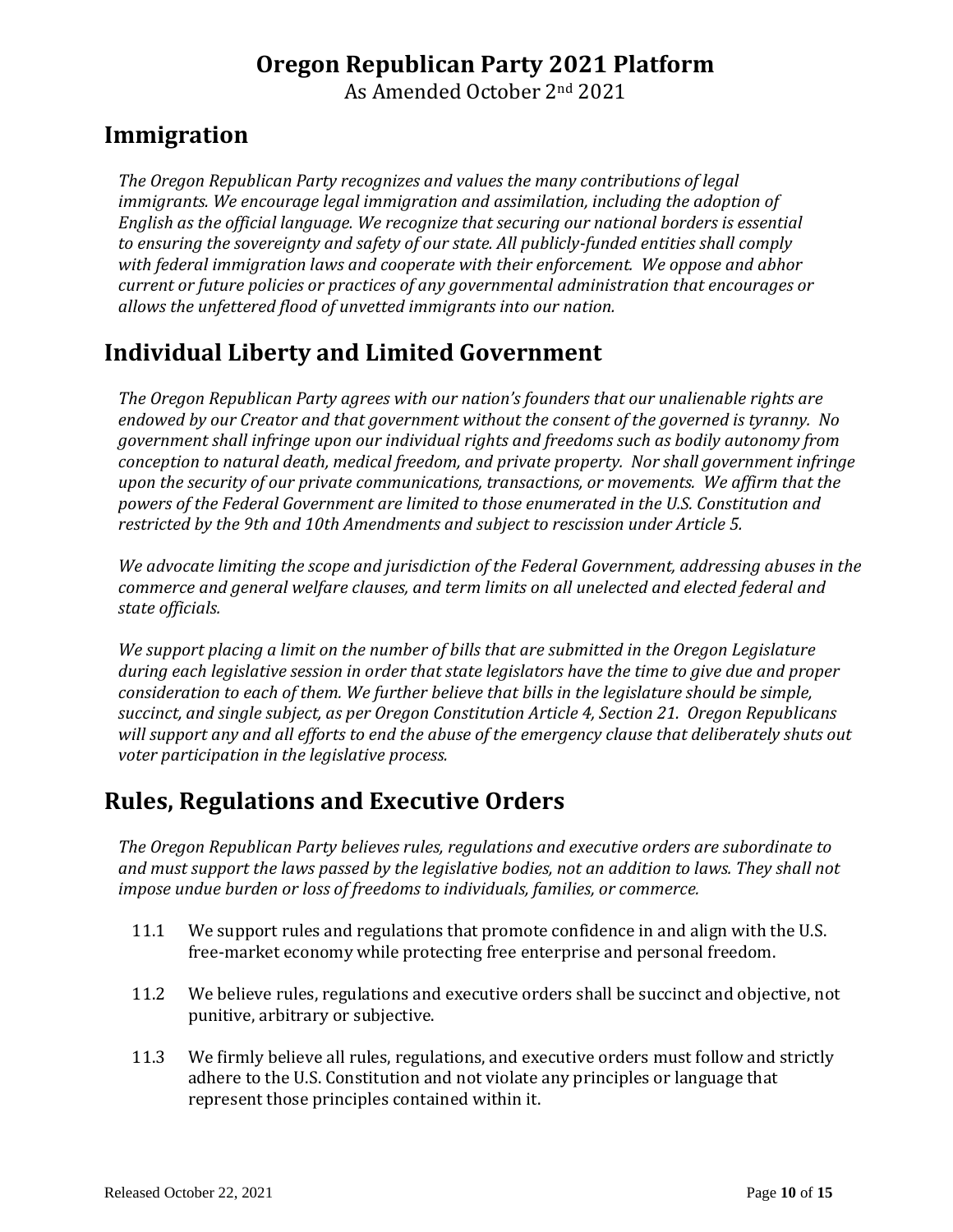## Immigration

*The Oregon Republican Party recognizes and values the many contributions of legal immigrants. We encourage legal immigration and assimilation, including the adoption of English as the official language. We recognize that securing our national borders is essential to ensuring the sovereignty and safety of our state. All publicly-funded entities shall comply with federal immigration laws and cooperate with their enforcement. We oppose and abhor current or future policies or practices of any governmental administration that encourages or allows the unfettered flood of unvetted immigrants into our nation.*

## Individual Liberty and Limited Government

*The Oregon Republican Party agrees with our nation's founders that our unalienable rights are endowed by our Creator and that government without the consent of the governed is tyranny. No government shall infringe upon our individual rights and freedoms such as bodily autonomy from conception to natural death, medical freedom, and private property. Nor shall government infringe upon the security of our private communications, transactions, or movements. We affirm that the powers of the Federal Government are limited to those enumerated in the U.S. Constitution and restricted by the 9th and 10th Amendments and subject to rescission under Article 5.*

*We advocate limiting the scope and jurisdiction of the Federal Government, addressing abuses in the commerce and general welfare clauses, and term limits on all unelected and elected federal and state officials.*

*We support placing a limit on the number of bills that are submitted in the Oregon Legislature during each legislative session in order that state legislators have the time to give due and proper consideration to each of them. We further believe that bills in the legislature should be simple, succinct, and single subject, as per Oregon Constitution Article 4, Section 21. Oregon Republicans will support any and all efforts to end the abuse of the emergency clause that deliberately shuts out voter participation in the legislative process.*

## Rules, Regulations and Executive Orders

*The Oregon Republican Party believes rules, regulations and executive orders are subordinate to and must support the laws passed by the legislative bodies, not an addition to laws. They shall not impose undue burden or loss of freedoms to individuals, families, or commerce.*

11.1 We support rules and regulations that promote confidence in and align with the U.S. free-market economy while protecting free enterprise and personal freedom.

11.2 We believe rules, regulations and executive orders shall be succinct and objective, not punitive, arbitrary or subjective.

11.3 We firmly believe all rules, regulations, and executive orders must follow and strictly adhere to the U.S. Constitution and not violate any principles or language that represent those principles contained within it.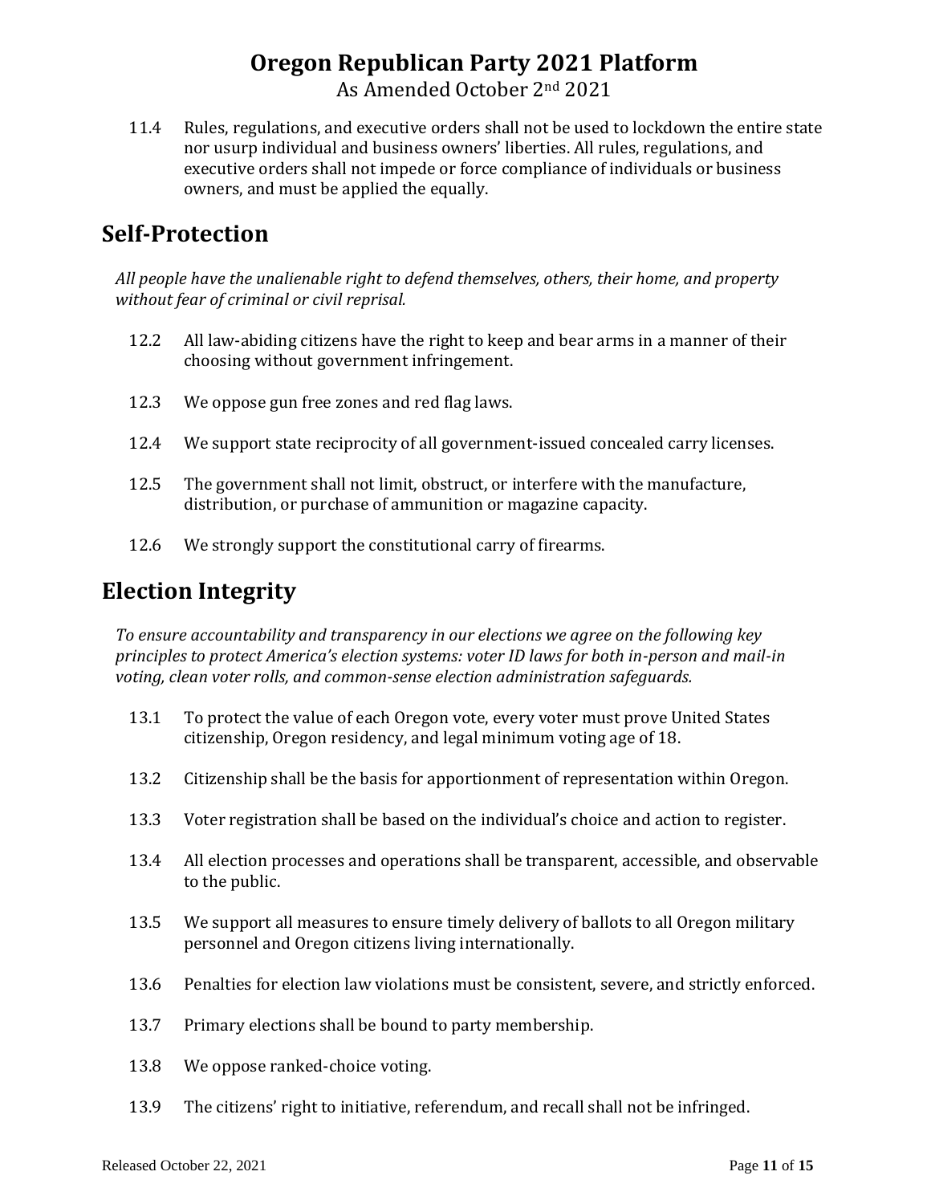11.4 Rules, regulations, and executive orders shall not be used to lockdown the entire state nor usurp individual and business owners' liberties. All rules, regulations, and executive orders shall not impede or force compliance of individuals or business owners, and must be applied the equally.

## Self-Protection

*All people have the unalienable right to defend themselves, others, their home, and property without fear of criminal or civil reprisal.*

12.2 All law-abiding citizens have the right to keep and bear arms in a manner of their choosing without government infringement.

12.3 We oppose gun free zones and red flag laws.

12.4 We support state reciprocity of all government-issued concealed carry licenses.

12.5 The government shall not limit, obstruct, or interfere with the manufacture, distribution, or purchase of ammunition or magazine capacity.

12.6 We strongly support the constitutional carry of firearms.

## Election Integrity

*To ensure accountability and transparency in our elections we agree on the following key principles to protect America's election systems: voter ID laws for both in-person and mail-in voting, clean voter rolls, and common-sense election administration safeguards.*

13.1 To protect the value of each Oregon vote, every voter must prove United States citizenship, Oregon residency, and legal minimum voting age of 18.

13.2 Citizenship shall be the basis for apportionment of representation within Oregon.

13.3 Voter registration shall be based on the individual's choice and action to register.

13.4 All election processes and operations shall be transparent, accessible, and observable to the public.

13.5 We support all measures to ensure timely delivery of ballots to all Oregon military personnel and Oregon citizens living internationally.

13.6 Penalties for election law violations must be consistent, severe, and strictly enforced.

13.7 Primary elections shall be bound to party membership.

13.8 We oppose ranked-choice voting.

13.9 The citizens' right to initiative, referendum, and recall shall not be infringed.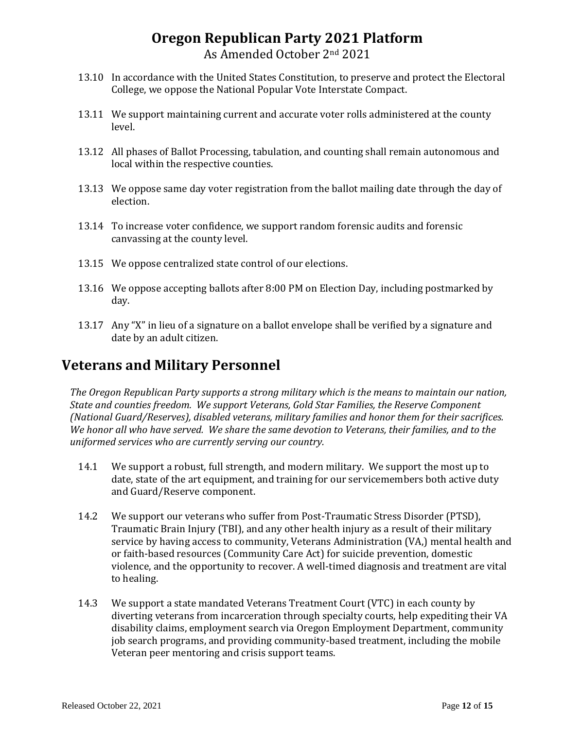13.10 In accordance with the United States Constitution, to preserve and protect the Electoral College, we oppose the National Popular Vote Interstate Compact.

13.11 We support maintaining current and accurate voter rolls administered at the county level.

13.12 All phases of Ballot Processing, tabulation, and counting shall remain autonomous and local within the respective counties.

13.13 We oppose same day voter registration from the ballot mailing date through the day of election.

13.14 To increase voter confidence, we support random forensic audits and forensic canvassing at the county level.

13.15 We oppose centralized state control of our elections.

13.16 We oppose accepting ballots after 8:00 PM on Election Day, including postmarked by day.

13.17 Any "X" in lieu of a signature on a ballot envelope shall be verified by a signature and date by an adult citizen.

## Veterans and Military Personnel

*The Oregon Republican Party supports a strong military which is the means to maintain our nation, State and counties freedom. We support Veterans, Gold Star Families, the Reserve Component (National Guard/Reserves), disabled veterans, military families and honor them for their sacrifices. We honor all who have served. We share the same devotion to Veterans, their families, and to the uniformed services who are currently serving our country.*

14.1 We support a robust, full strength, and modern military. We support the most up to date, state of the art equipment, and training for our servicemembers both active duty and Guard/Reserve component.

14.2 We support our veterans who suffer from Post-Traumatic Stress Disorder (PTSD), Traumatic Brain Injury (TBI), and any other health injury as a result of their military service by having access to community, Veterans Administration (VA,) mental health and or faith-based resources (Community Care Act) for suicide prevention, domestic violence, and the opportunity to recover. A well-timed diagnosis and treatment are vital to healing.

14.3 We support a state mandated Veterans Treatment Court (VTC) in each county by diverting veterans from incarceration through specialty courts, help expediting their VA disability claims, employment search via Oregon Employment Department, community job search programs, and providing community-based treatment, including the mobile Veteran peer mentoring and crisis support teams.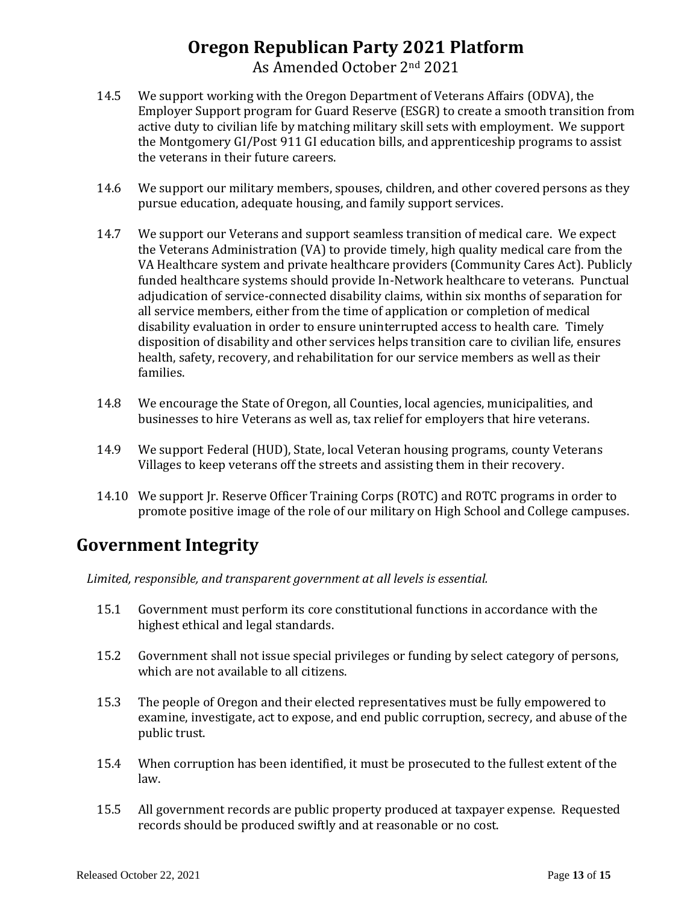14.5 We support working with the Oregon Department of Veterans Affairs (ODVA), the Employer Support program for Guard Reserve (ESGR) to create a smooth transition from active duty to civilian life by matching military skill sets with employment. We support the Montgomery GI/Post 911 GI education bills, and apprenticeship programs to assist the veterans in their future careers.

14.6 We support our military members, spouses, children, and other covered persons as they pursue education, adequate housing, and family support services.

14.7 We support our Veterans and support seamless transition of medical care. We expect the Veterans Administration (VA) to provide timely, high quality medical care from the VA Healthcare system and private healthcare providers (Community Cares Act). Publicly funded healthcare systems should provide In-Network healthcare to veterans. Punctual adjudication of service-connected disability claims, within six months of separation for all service members, either from the time of application or completion of medical disability evaluation in order to ensure uninterrupted access to health care. Timely disposition of disability and other services helps transition care to civilian life, ensures health, safety, recovery, and rehabilitation for our service members as well as their families.

14.8 We encourage the State of Oregon, all Counties, local agencies, municipalities, and businesses to hire Veterans as well as, tax relief for employers that hire veterans.

14.9 We support Federal (HUD), State, local Veteran housing programs, county Veterans Villages to keep veterans off the streets and assisting them in their recovery.

14.10 We support Jr. Reserve Officer Training Corps (ROTC) and ROTC programs in order to promote positive image of the role of our military on High School and College campuses.

## Government Integrity

*Limited, responsible, and transparent government at all levels is essential.*

15.1 Government must perform its core constitutional functions in accordance with the highest ethical and legal standards.

15.2 Government shall not issue special privileges or funding by select category of persons, which are not available to all citizens.

15.3 The people of Oregon and their elected representatives must be fully empowered to examine, investigate, act to expose, and end public corruption, secrecy, and abuse of the public trust.

15.4 When corruption has been identified, it must be prosecuted to the fullest extent of the law.

15.5 All government records are public property produced at taxpayer expense. Requested records should be produced swiftly and at reasonable or no cost.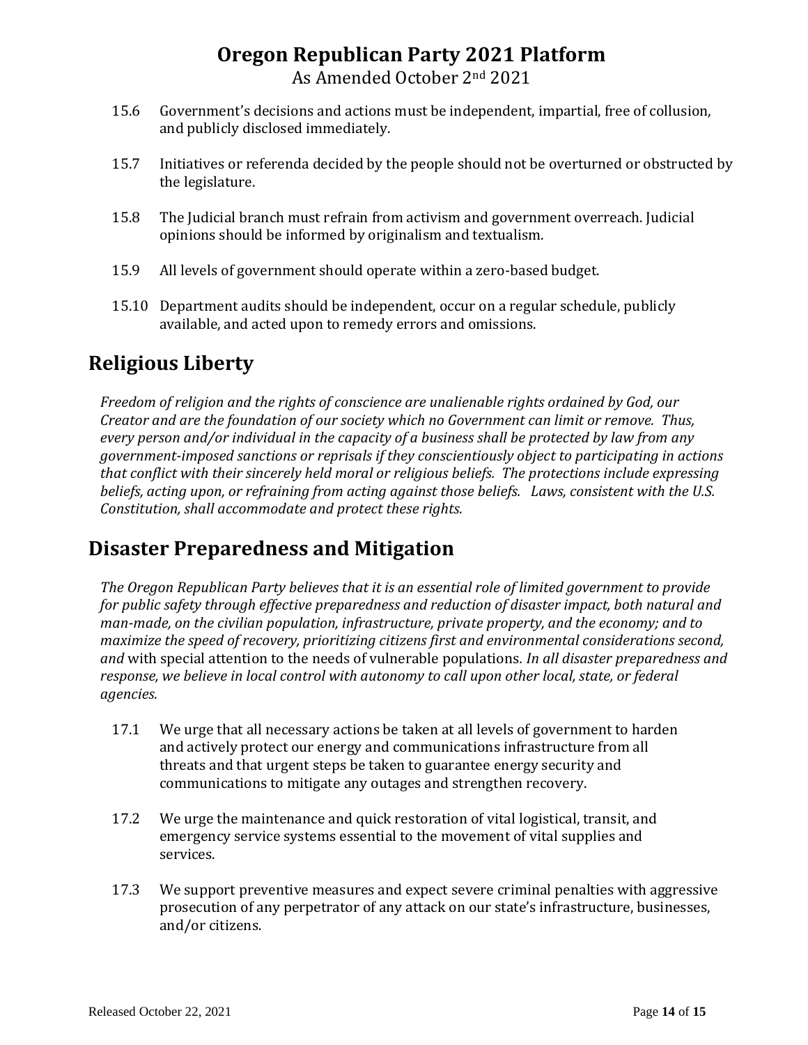15.6 Government's decisions and actions must be independent, impartial, free of collusion, and publicly disclosed immediately.

15.7 Initiatives or referenda decided by the people should not be overturned or obstructed by the legislature.

15.8 The Judicial branch must refrain from activism and government overreach. Judicial opinions should be informed by originalism and textualism.

15.9 All levels of government should operate within a zero-based budget.

15.10 Department audits should be independent, occur on a regular schedule, publicly available, and acted upon to remedy errors and omissions.

## Religious Liberty

*Freedom of religion and the rights of conscience are unalienable rights ordained by God, our Creator and are the foundation of our society which no Government can limit or remove. Thus, every person and/or individual in the capacity of a business shall be protected by law from any government-imposed sanctions or reprisals if they conscientiously object to participating in actions that conflict with their sincerely held moral or religious beliefs. The protections include expressing beliefs, acting upon, or refraining from acting against those beliefs. Laws, consistent with the U.S. Constitution, shall accommodate and protect these rights.*

## Disaster Preparedness and Mitigation

*The Oregon Republican Party believes that it is an essential role of limited government to provide for public safety through effective preparedness and reduction of disaster impact, both natural and man-made, on the civilian population, infrastructure, private property, and the economy; and to maximize the speed of recovery, prioritizing citizens first and environmental considerations second, and* with special attention to the needs of vulnerable populations. *In all disaster preparedness and response, we believe in local control with autonomy to call upon other local, state, or federal agencies.*

17.1 We urge that all necessary actions be taken at all levels of government to harden and actively protect our energy and communications infrastructure from all threats and that urgent steps be taken to guarantee energy security and communications to mitigate any outages and strengthen recovery.

17.2 We urge the maintenance and quick restoration of vital logistical, transit, and emergency service systems essential to the movement of vital supplies and services.

17.3 We support preventive measures and expect severe criminal penalties with aggressive prosecution of any perpetrator of any attack on our state's infrastructure, businesses, and/or citizens.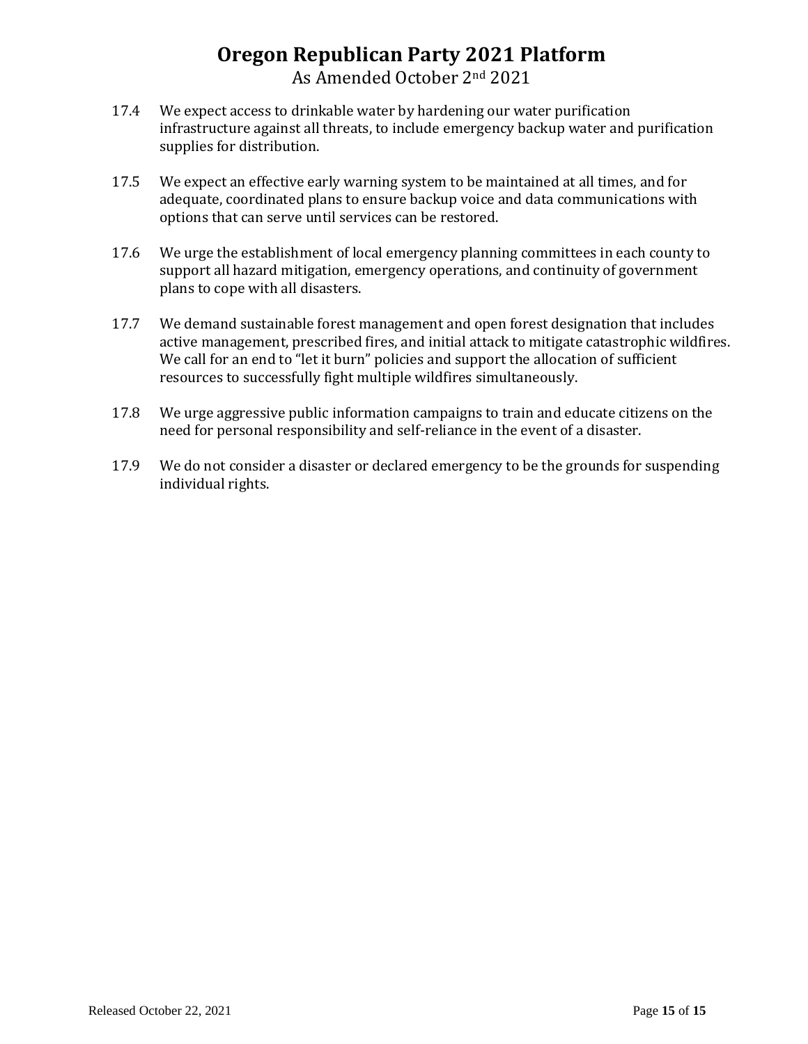17.4 We expect access to drinkable water by hardening our water purification infrastructure against all threats, to include emergency backup water and purification supplies for distribution.

17.5 We expect an effective early warning system to be maintained at all times, and for adequate, coordinated plans to ensure backup voice and data communications with options that can serve until services can be restored.

17.6 We urge the establishment of local emergency planning committees in each county to support all hazard mitigation, emergency operations, and continuity of government plans to cope with all disasters.

17.7 We demand sustainable forest management and open forest designation that includes active management, prescribed fires, and initial attack to mitigate catastrophic wildfires. We call for an end to "let it burn" policies and support the allocation of sufficient resources to successfully fight multiple wildfires simultaneously.

17.8 We urge aggressive public information campaigns to train and educate citizens on the need for personal responsibility and self-reliance in the event of a disaster.

17.9 We do not consider a disaster or declared emergency to be the grounds for suspending individual rights.